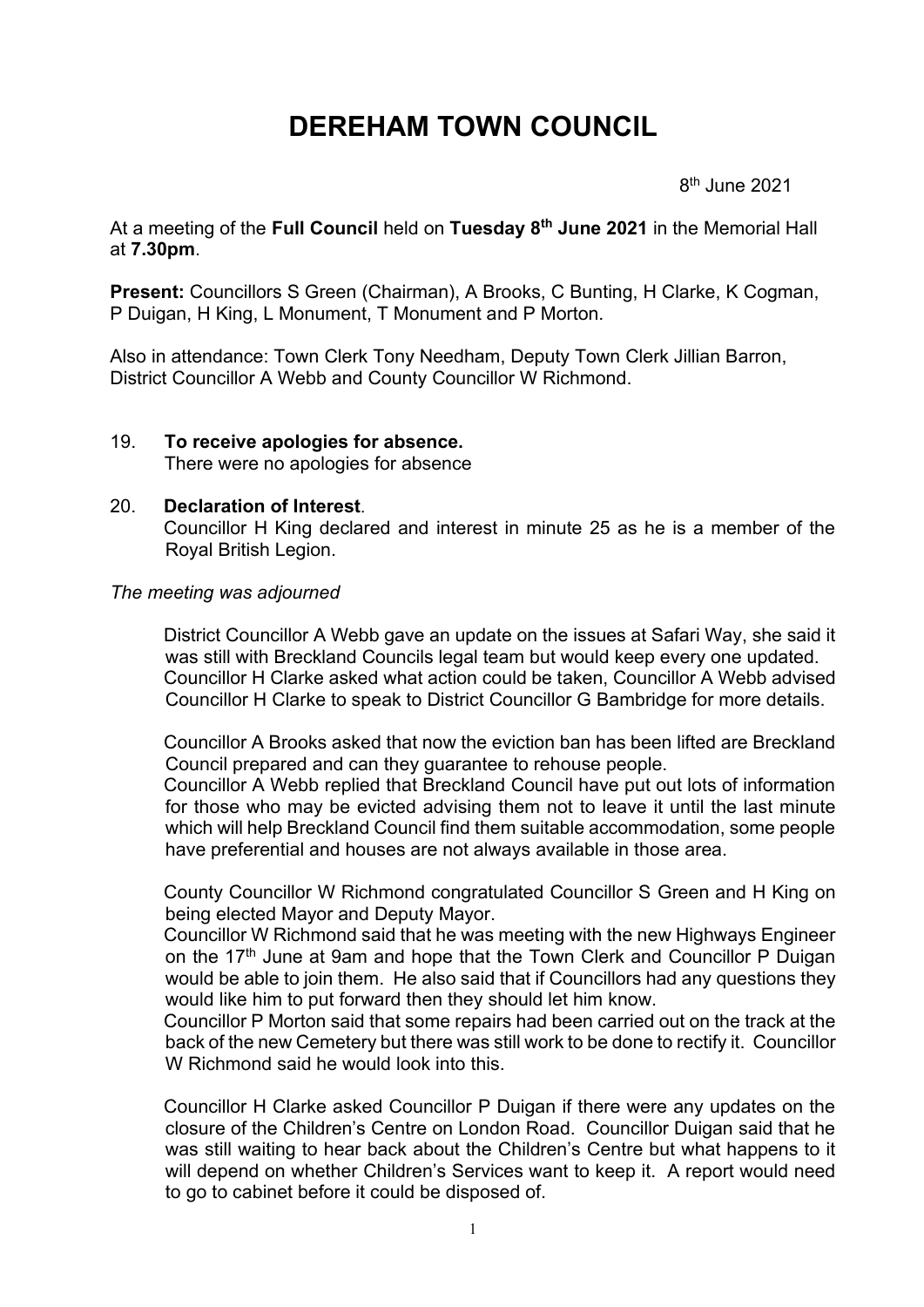# DEREHAM TOWN COUNCIL

8th June 2021

At a meeting of the **Full Council** held on **Tuesday 8th June 2021** in the Memorial Hall at **7.30pm**.

**Present:** Councillors S Green (Chairman), A Brooks, C Bunting, H Clarke, K Cogman, P Duigan, H King, L Monument, T Monument and P Morton.

Also in attendance: Town Clerk Tony Needham, Deputy Town Clerk Jillian Barron, District Councillor A Webb and County Councillor W Richmond.

19. **To receive apologies for absence.**
    There were no apologies for absence

20. **Declaration of Interest**.
    Councillor H King declared and interest in minute 25 as he is a member of the Royal British Legion.

*The meeting was adjourned*

District Councillor A Webb gave an update on the issues at Safari Way, she said it was still with Breckland Councils legal team but would keep every one updated. Councillor H Clarke asked what action could be taken, Councillor A Webb advised Councillor H Clarke to speak to District Councillor G Bambridge for more details.

Councillor A Brooks asked that now the eviction ban has been lifted are Breckland Council prepared and can they guarantee to rehouse people.
Councillor A Webb replied that Breckland Council have put out lots of information for those who may be evicted advising them not to leave it until the last minute which will help Breckland Council find them suitable accommodation, some people have preferential and houses are not always available in those area.

County Councillor W Richmond congratulated Councillor S Green and H King on being elected Mayor and Deputy Mayor.
Councillor W Richmond said that he was meeting with the new Highways Engineer on the 17th June at 9am and hope that the Town Clerk and Councillor P Duigan would be able to join them. He also said that if Councillors had any questions they would like him to put forward then they should let him know.
Councillor P Morton said that some repairs had been carried out on the track at the back of the new Cemetery but there was still work to be done to rectify it. Councillor W Richmond said he would look into this.

Councillor H Clarke asked Councillor P Duigan if there were any updates on the closure of the Children's Centre on London Road. Councillor Duigan said that he was still waiting to hear back about the Children's Centre but what happens to it will depend on whether Children's Services want to keep it. A report would need to go to cabinet before it could be disposed of.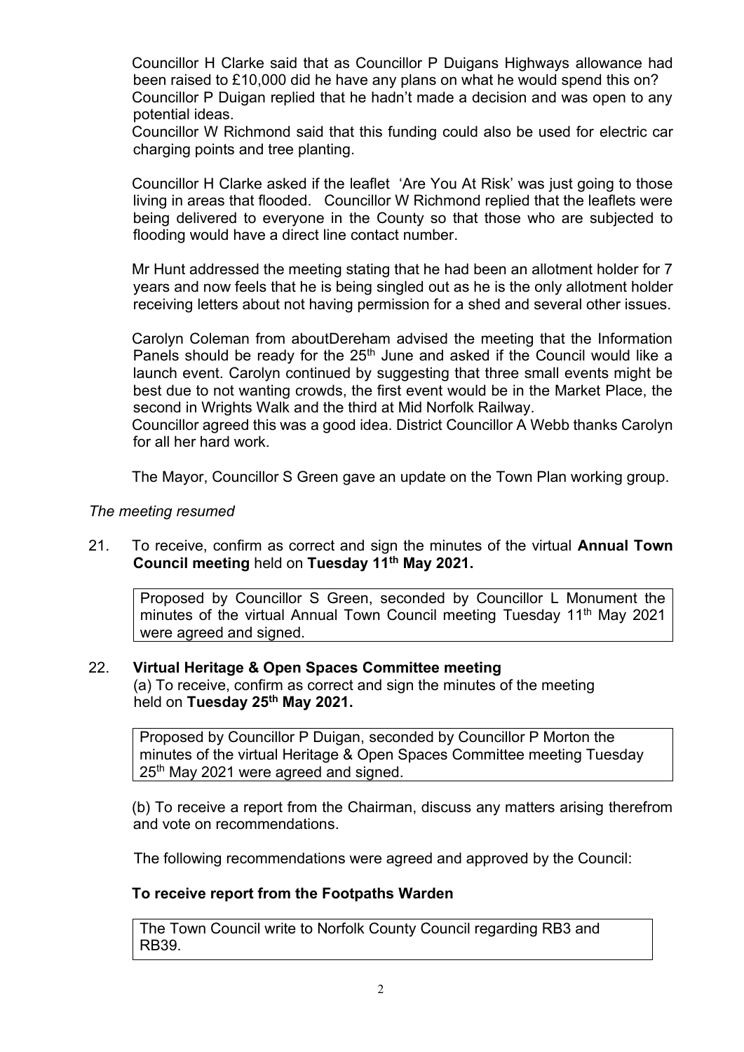Councillor H Clarke said that as Councillor P Duigans Highways allowance had been raised to £10,000 did he have any plans on what he would spend this on? Councillor P Duigan replied that he hadn't made a decision and was open to any potential ideas.

Councillor W Richmond said that this funding could also be used for electric car charging points and tree planting.

Councillor H Clarke asked if the leaflet 'Are You At Risk' was just going to those living in areas that flooded. Councillor W Richmond replied that the leaflets were being delivered to everyone in the County so that those who are subjected to flooding would have a direct line contact number.

Mr Hunt addressed the meeting stating that he had been an allotment holder for 7 years and now feels that he is being singled out as he is the only allotment holder receiving letters about not having permission for a shed and several other issues.

Carolyn Coleman from aboutDereham advised the meeting that the Information Panels should be ready for the 25th June and asked if the Council would like a launch event. Carolyn continued by suggesting that three small events might be best due to not wanting crowds, the first event would be in the Market Place, the second in Wrights Walk and the third at Mid Norfolk Railway.

Councillor agreed this was a good idea. District Councillor A Webb thanks Carolyn for all her hard work.

The Mayor, Councillor S Green gave an update on the Town Plan working group.

*The meeting resumed*

21. To receive, confirm as correct and sign the minutes of the virtual **Annual Town Council meeting** held on **Tuesday 11th May 2021.**

| Proposed by Councillor S Green, seconded by Councillor L Monument the minutes of the virtual Annual Town Council meeting Tuesday 11th May 2021 were agreed and signed. |
|---|

22. **Virtual Heritage & Open Spaces Committee meeting**

(a) To receive, confirm as correct and sign the minutes of the meeting held on **Tuesday 25th May 2021.**

| Proposed by Councillor P Duigan, seconded by Councillor P Morton the minutes of the virtual Heritage & Open Spaces Committee meeting Tuesday 25th May 2021 were agreed and signed. |
|---|

(b) To receive a report from the Chairman, discuss any matters arising therefrom and vote on recommendations.

The following recommendations were agreed and approved by the Council:

**To receive report from the Footpaths Warden**

| The Town Council write to Norfolk County Council regarding RB3 and RB39. |
|---|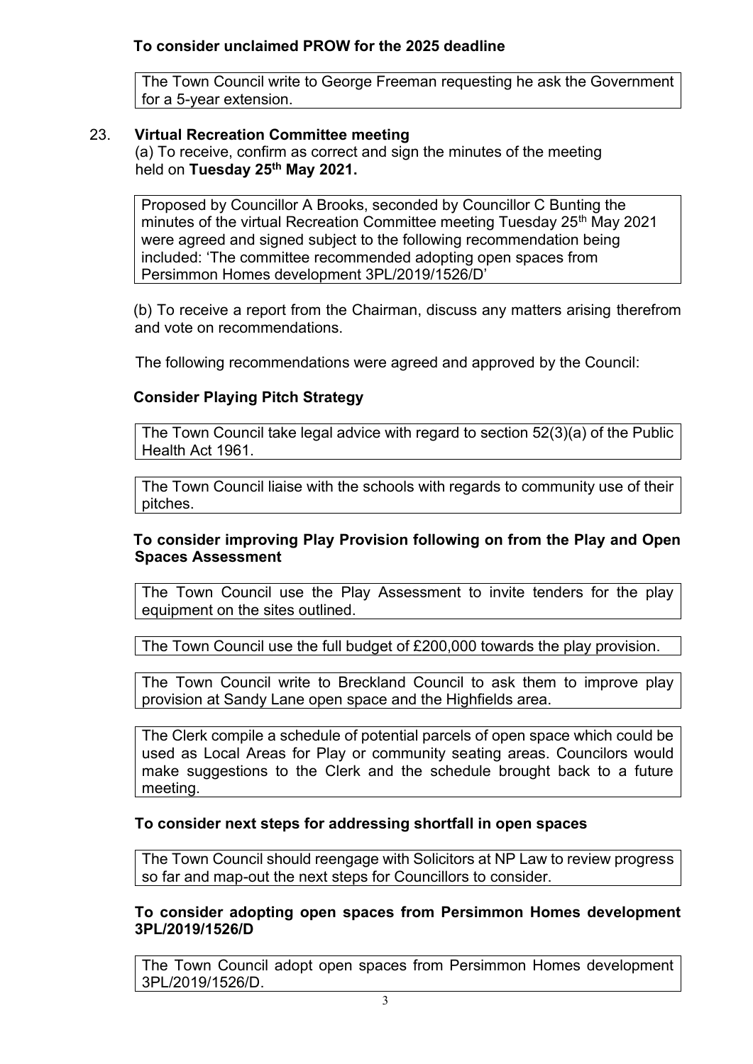**To consider unclaimed PROW for the 2025 deadline**

The Town Council write to George Freeman requesting he ask the Government for a 5-year extension.

23. **Virtual Recreation Committee meeting**

(a) To receive, confirm as correct and sign the minutes of the meeting held on **Tuesday 25th May 2021.**

Proposed by Councillor A Brooks, seconded by Councillor C Bunting the minutes of the virtual Recreation Committee meeting Tuesday 25th May 2021 were agreed and signed subject to the following recommendation being included: 'The committee recommended adopting open spaces from Persimmon Homes development 3PL/2019/1526/D'

(b) To receive a report from the Chairman, discuss any matters arising therefrom and vote on recommendations.

The following recommendations were agreed and approved by the Council:

**Consider Playing Pitch Strategy**

The Town Council take legal advice with regard to section 52(3)(a) of the Public Health Act 1961.

The Town Council liaise with the schools with regards to community use of their pitches.

**To consider improving Play Provision following on from the Play and Open Spaces Assessment**

The Town Council use the Play Assessment to invite tenders for the play equipment on the sites outlined.

The Town Council use the full budget of £200,000 towards the play provision.

The Town Council write to Breckland Council to ask them to improve play provision at Sandy Lane open space and the Highfields area.

The Clerk compile a schedule of potential parcels of open space which could be used as Local Areas for Play or community seating areas. Councilors would make suggestions to the Clerk and the schedule brought back to a future meeting.

**To consider next steps for addressing shortfall in open spaces**

The Town Council should reengage with Solicitors at NP Law to review progress so far and map-out the next steps for Councillors to consider.

**To consider adopting open spaces from Persimmon Homes development 3PL/2019/1526/D**

The Town Council adopt open spaces from Persimmon Homes development 3PL/2019/1526/D.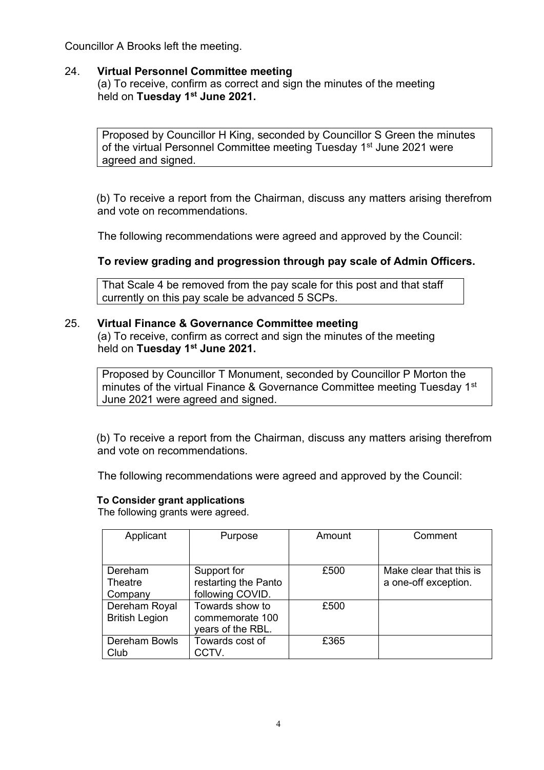Councillor A Brooks left the meeting.

24. **Virtual Personnel Committee meeting**
(a) To receive, confirm as correct and sign the minutes of the meeting held on **Tuesday 1st June 2021.**

Proposed by Councillor H King, seconded by Councillor S Green the minutes of the virtual Personnel Committee meeting Tuesday 1st June 2021 were agreed and signed.

(b) To receive a report from the Chairman, discuss any matters arising therefrom and vote on recommendations.

The following recommendations were agreed and approved by the Council:

**To review grading and progression through pay scale of Admin Officers.**

That Scale 4 be removed from the pay scale for this post and that staff currently on this pay scale be advanced 5 SCPs.

25. **Virtual Finance & Governance Committee meeting**
(a) To receive, confirm as correct and sign the minutes of the meeting held on **Tuesday 1st June 2021.**

Proposed by Councillor T Monument, seconded by Councillor P Morton the minutes of the virtual Finance & Governance Committee meeting Tuesday 1st June 2021 were agreed and signed.

(b) To receive a report from the Chairman, discuss any matters arising therefrom and vote on recommendations.

The following recommendations were agreed and approved by the Council:

**To Consider grant applications**

The following grants were agreed.

| Applicant | Purpose | Amount | Comment |
|---|---|---|---|
| Dereham Theatre Company | Support for restarting the Panto following COVID. | £500 | Make clear that this is a one-off exception. |
| Dereham Royal British Legion | Towards show to commemorate 100 years of the RBL. | £500 | |
| Dereham Bowls Club | Towards cost of CCTV. | £365 | |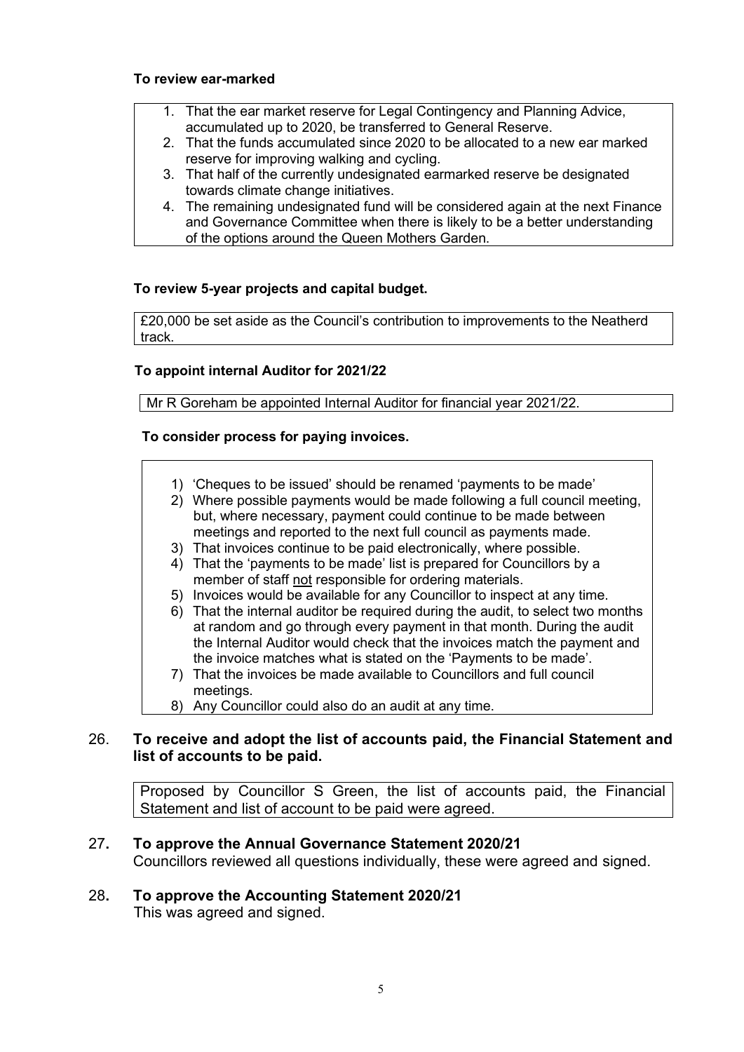**To review ear-marked**

1. That the ear market reserve for Legal Contingency and Planning Advice, accumulated up to 2020, be transferred to General Reserve.
2. That the funds accumulated since 2020 to be allocated to a new ear marked reserve for improving walking and cycling.
3. That half of the currently undesignated earmarked reserve be designated towards climate change initiatives.
4. The remaining undesignated fund will be considered again at the next Finance and Governance Committee when there is likely to be a better understanding of the options around the Queen Mothers Garden.

**To review 5-year projects and capital budget.**

£20,000 be set aside as the Council's contribution to improvements to the Neatherd track.

**To appoint internal Auditor for 2021/22**

Mr R Goreham be appointed Internal Auditor for financial year 2021/22.

**To consider process for paying invoices.**

1) 'Cheques to be issued' should be renamed 'payments to be made'
2) Where possible payments would be made following a full council meeting, but, where necessary, payment could continue to be made between meetings and reported to the next full council as payments made.
3) That invoices continue to be paid electronically, where possible.
4) That the 'payments to be made' list is prepared for Councillors by a member of staff not responsible for ordering materials.
5) Invoices would be available for any Councillor to inspect at any time.
6) That the internal auditor be required during the audit, to select two months at random and go through every payment in that month. During the audit the Internal Auditor would check that the invoices match the payment and the invoice matches what is stated on the 'Payments to be made'.
7) That the invoices be made available to Councillors and full council meetings.
8) Any Councillor could also do an audit at any time.

## 26. To receive and adopt the list of accounts paid, the Financial Statement and list of accounts to be paid.

Proposed by Councillor S Green, the list of accounts paid, the Financial Statement and list of account to be paid were agreed.

## 27. To approve the Annual Governance Statement 2020/21

Councillors reviewed all questions individually, these were agreed and signed.

## 28. To approve the Accounting Statement 2020/21

This was agreed and signed.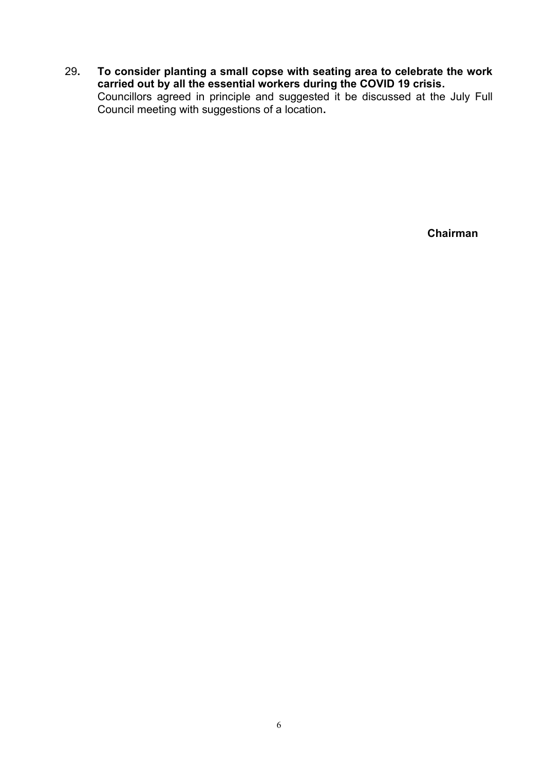29. **To consider planting a small copse with seating area to celebrate the work carried out by all the essential workers during the COVID 19 crisis.**
Councillors agreed in principle and suggested it be discussed at the July Full Council meeting with suggestions of a location.

**Chairman**